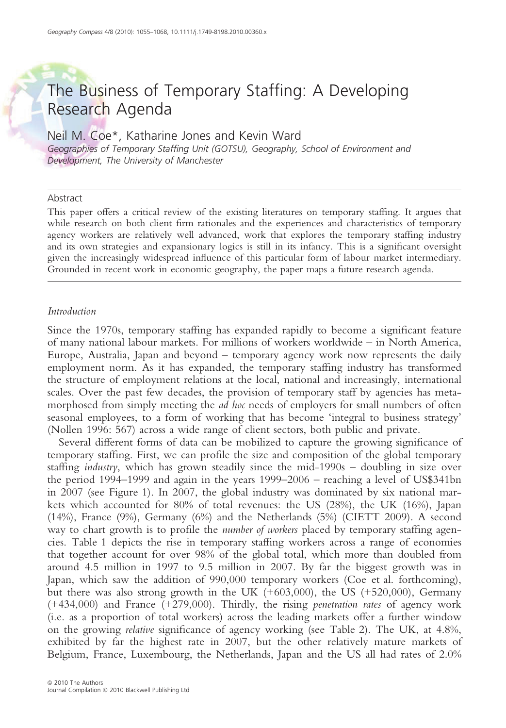# The Business of Temporary Staffing: A Developing Research Agenda

Neil M. Coe*, Katharine Jones and Kevin Ward

*Geographies of Temporary Staffing Unit (GOTSU), Geography, School of Environment and Development, The University of Manchester*

## Abstract

This paper offers a critical review of the existing literatures on temporary staffing. It argues that while research on both client firm rationales and the experiences and characteristics of temporary agency workers are relatively well advanced, work that explores the temporary staffing industry and its own strategies and expansionary logics is still in its infancy. This is a significant oversight given the increasingly widespread influence of this particular form of labour market intermediary. Grounded in recent work in economic geography, the paper maps a future research agenda.

## *Introduction*

Since the 1970s, temporary staffing has expanded rapidly to become a significant feature of many national labour markets. For millions of workers worldwide – in North America, Europe, Australia, Japan and beyond – temporary agency work now represents the daily employment norm. As it has expanded, the temporary staffing industry has transformed the structure of employment relations at the local, national and increasingly, international scales. Over the past few decades, the provision of temporary staff by agencies has metamorphosed from simply meeting the *ad hoc* needs of employers for small numbers of often seasonal employees, to a form of working that has become 'integral to business strategy' (Nollen 1996: 567) across a wide range of client sectors, both public and private.

Several different forms of data can be mobilized to capture the growing significance of temporary staffing. First, we can profile the size and composition of the global temporary staffing *industry*, which has grown steadily since the mid-1990s – doubling in size over the period 1994–1999 and again in the years 1999–2006 – reaching a level of US$341bn in 2007 (see Figure 1). In 2007, the global industry was dominated by six national markets which accounted for 80% of total revenues: the US (28%), the UK (16%), Japan (14%), France (9%), Germany (6%) and the Netherlands (5%) (CIETT 2009). A second way to chart growth is to profile the *number of workers* placed by temporary staffing agencies. Table 1 depicts the rise in temporary staffing workers across a range of economies that together account for over 98% of the global total, which more than doubled from around 4.5 million in 1997 to 9.5 million in 2007. By far the biggest growth was in Japan, which saw the addition of 990,000 temporary workers (Coe et al. forthcoming), but there was also strong growth in the UK (+603,000), the US (+520,000), Germany (+434,000) and France (+279,000). Thirdly, the rising *penetration rates* of agency work (i.e. as a proportion of total workers) across the leading markets offer a further window on the growing *relative* significance of agency working (see Table 2). The UK, at 4.8%, exhibited by far the highest rate in 2007, but the other relatively mature markets of Belgium, France, Luxembourg, the Netherlands, Japan and the US all had rates of 2.0%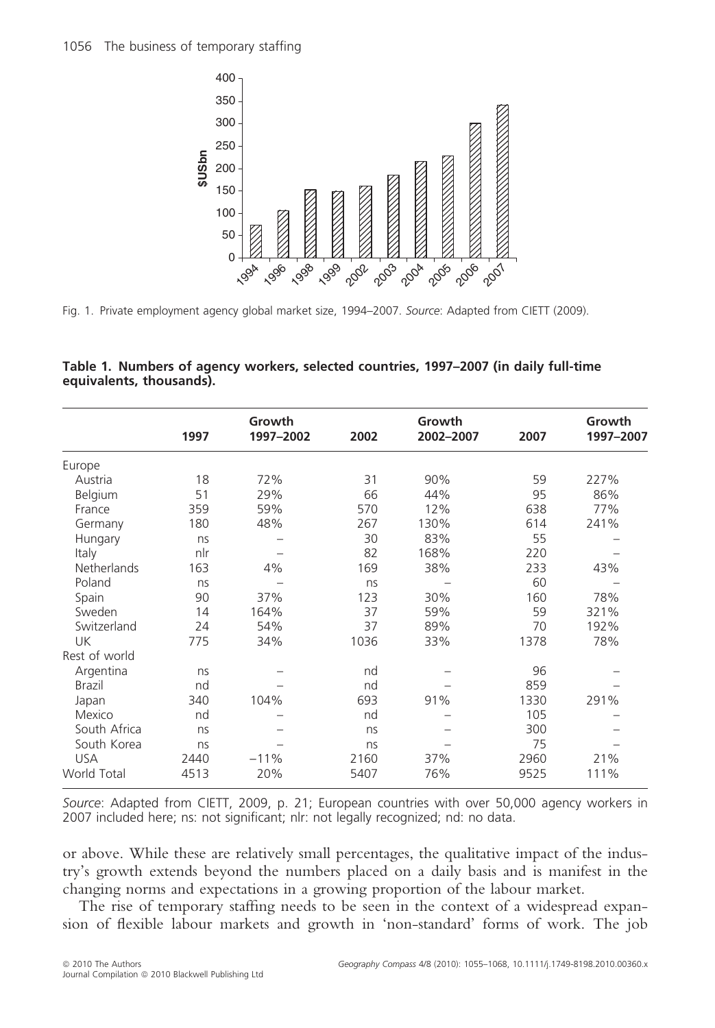Fig. 1. Private employment agency global market size, 1994–2007. *Source*: Adapted from CIETT (2009).

**Table 1. Numbers of agency workers, selected countries, 1997–2007 (in daily full-time equivalents, thousands).**

| | 1997 | Growth 1997–2002 | 2002 | Growth 2002–2007 | 2007 | Growth 1997–2007 |
|---|---|---|---|---|---|---|
| Europe | | | | | | |
| Austria | 18 | 72% | 31 | 90% | 59 | 227% |
| Belgium | 51 | 29% | 66 | 44% | 95 | 86% |
| France | 359 | 59% | 570 | 12% | 638 | 77% |
| Germany | 180 | 48% | 267 | 130% | 614 | 241% |
| Hungary | ns | – | 30 | 83% | 55 | – |
| Italy | nlr | – | 82 | 168% | 220 | – |
| Netherlands | 163 | 4% | 169 | 38% | 233 | 43% |
| Poland | ns | – | ns | – | 60 | – |
| Spain | 90 | 37% | 123 | 30% | 160 | 78% |
| Sweden | 14 | 164% | 37 | 59% | 59 | 321% |
| Switzerland | 24 | 54% | 37 | 89% | 70 | 192% |
| UK | 775 | 34% | 1036 | 33% | 1378 | 78% |
| Rest of world | | | | | | |
| Argentina | ns | – | nd | – | 96 | – |
| Brazil | nd | – | nd | – | 859 | – |
| Japan | 340 | 104% | 693 | 91% | 1330 | 291% |
| Mexico | nd | – | nd | – | 105 | – |
| South Africa | ns | – | ns | – | 300 | – |
| South Korea | ns | – | ns | – | 75 | – |
| USA | 2440 | −11% | 2160 | 37% | 2960 | 21% |
| World Total | 4513 | 20% | 5407 | 76% | 9525 | 111% |

*Source*: Adapted from CIETT, 2009, p. 21; European countries with over 50,000 agency workers in 2007 included here; ns: not significant; nlr: not legally recognized; nd: no data.

or above. While these are relatively small percentages, the qualitative impact of the industry's growth extends beyond the numbers placed on a daily basis and is manifest in the changing norms and expectations in a growing proportion of the labour market.

The rise of temporary staffing needs to be seen in the context of a widespread expansion of flexible labour markets and growth in 'non-standard' forms of work. The job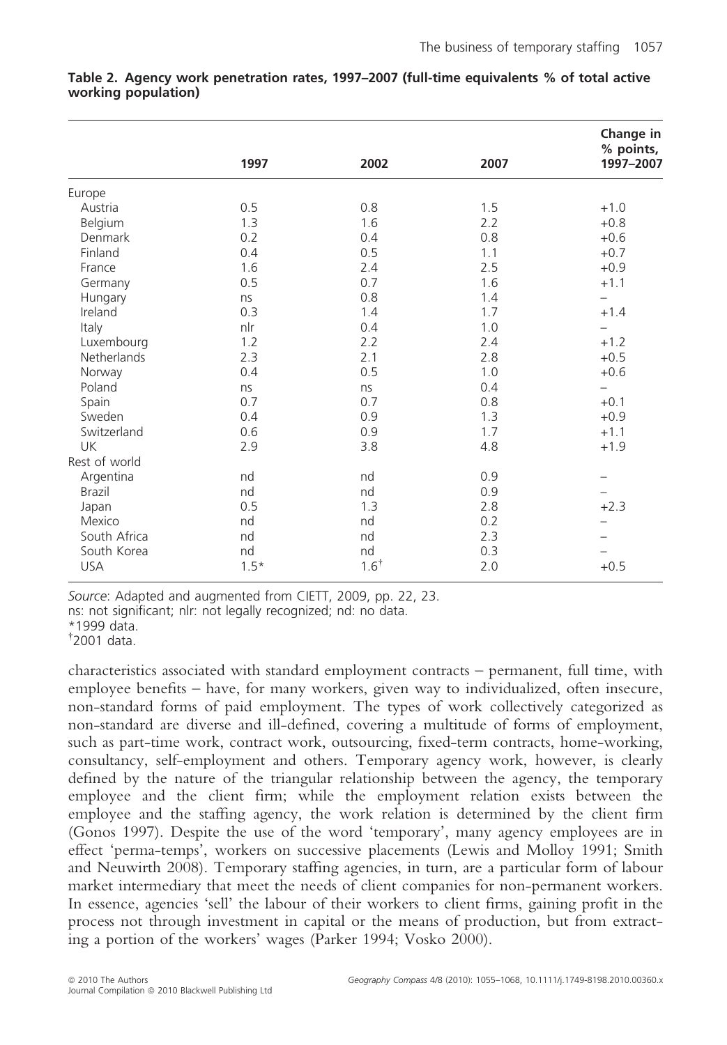**Table 2. Agency work penetration rates, 1997–2007 (full-time equivalents % of total active working population)**

| | 1997 | 2002 | 2007 | Change in % points, 1997–2007 |
|---|---|---|---|---|
| Europe | | | | |
| Austria | 0.5 | 0.8 | 1.5 | +1.0 |
| Belgium | 1.3 | 1.6 | 2.2 | +0.8 |
| Denmark | 0.2 | 0.4 | 0.8 | +0.6 |
| Finland | 0.4 | 0.5 | 1.1 | +0.7 |
| France | 1.6 | 2.4 | 2.5 | +0.9 |
| Germany | 0.5 | 0.7 | 1.6 | +1.1 |
| Hungary | ns | 0.8 | 1.4 | – |
| Ireland | 0.3 | 1.4 | 1.7 | +1.4 |
| Italy | nlr | 0.4 | 1.0 | – |
| Luxembourg | 1.2 | 2.2 | 2.4 | +1.2 |
| Netherlands | 2.3 | 2.1 | 2.8 | +0.5 |
| Norway | 0.4 | 0.5 | 1.0 | +0.6 |
| Poland | ns | ns | 0.4 | – |
| Spain | 0.7 | 0.7 | 0.8 | +0.1 |
| Sweden | 0.4 | 0.9 | 1.3 | +0.9 |
| Switzerland | 0.6 | 0.9 | 1.7 | +1.1 |
| UK | 2.9 | 3.8 | 4.8 | +1.9 |
| Rest of world | | | | |
| Argentina | nd | nd | 0.9 | – |
| Brazil | nd | nd | 0.9 | – |
| Japan | 0.5 | 1.3 | 2.8 | +2.3 |
| Mexico | nd | nd | 0.2 | – |
| South Africa | nd | nd | 2.3 | – |
| South Korea | nd | nd | 0.3 | – |
| USA | 1.5* | 1.6† | 2.0 | +0.5 |

*Source*: Adapted and augmented from CIETT, 2009, pp. 22, 23.
ns: not significant; nlr: not legally recognized; nd: no data.
*1999 data.
†2001 data.

characteristics associated with standard employment contracts – permanent, full time, with employee benefits – have, for many workers, given way to individualized, often insecure, non-standard forms of paid employment. The types of work collectively categorized as non-standard are diverse and ill-defined, covering a multitude of forms of employment, such as part-time work, contract work, outsourcing, fixed-term contracts, home-working, consultancy, self-employment and others. Temporary agency work, however, is clearly defined by the nature of the triangular relationship between the agency, the temporary employee and the client firm; while the employment relation exists between the employee and the staffing agency, the work relation is determined by the client firm (Gonos 1997). Despite the use of the word 'temporary', many agency employees are in effect 'perma-temps', workers on successive placements (Lewis and Molloy 1991; Smith and Neuwirth 2008). Temporary staffing agencies, in turn, are a particular form of labour market intermediary that meet the needs of client companies for non-permanent workers. In essence, agencies 'sell' the labour of their workers to client firms, gaining profit in the process not through investment in capital or the means of production, but from extracting a portion of the workers' wages (Parker 1994; Vosko 2000).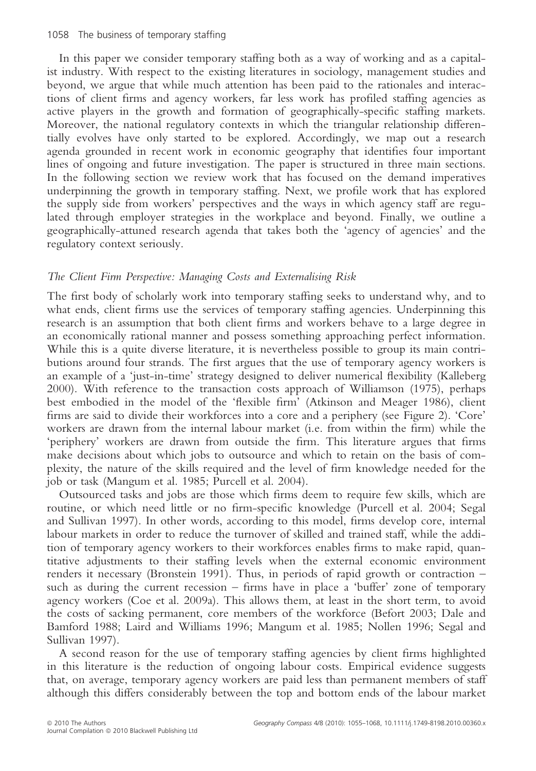In this paper we consider temporary staffing both as a way of working and as a capitalist industry. With respect to the existing literatures in sociology, management studies and beyond, we argue that while much attention has been paid to the rationales and interactions of client firms and agency workers, far less work has profiled staffing agencies as active players in the growth and formation of geographically-specific staffing markets. Moreover, the national regulatory contexts in which the triangular relationship differentially evolves have only started to be explored. Accordingly, we map out a research agenda grounded in recent work in economic geography that identifies four important lines of ongoing and future investigation. The paper is structured in three main sections. In the following section we review work that has focused on the demand imperatives underpinning the growth in temporary staffing. Next, we profile work that has explored the supply side from workers' perspectives and the ways in which agency staff are regulated through employer strategies in the workplace and beyond. Finally, we outline a geographically-attuned research agenda that takes both the 'agency of agencies' and the regulatory context seriously.

## *The Client Firm Perspective: Managing Costs and Externalising Risk*

The first body of scholarly work into temporary staffing seeks to understand why, and to what ends, client firms use the services of temporary staffing agencies. Underpinning this research is an assumption that both client firms and workers behave to a large degree in an economically rational manner and possess something approaching perfect information. While this is a quite diverse literature, it is nevertheless possible to group its main contributions around four strands. The first argues that the use of temporary agency workers is an example of a 'just-in-time' strategy designed to deliver numerical flexibility (Kalleberg 2000). With reference to the transaction costs approach of Williamson (1975), perhaps best embodied in the model of the 'flexible firm' (Atkinson and Meager 1986), client firms are said to divide their workforces into a core and a periphery (see Figure 2). 'Core' workers are drawn from the internal labour market (i.e. from within the firm) while the 'periphery' workers are drawn from outside the firm. This literature argues that firms make decisions about which jobs to outsource and which to retain on the basis of complexity, the nature of the skills required and the level of firm knowledge needed for the job or task (Mangum et al. 1985; Purcell et al. 2004).

Outsourced tasks and jobs are those which firms deem to require few skills, which are routine, or which need little or no firm-specific knowledge (Purcell et al. 2004; Segal and Sullivan 1997). In other words, according to this model, firms develop core, internal labour markets in order to reduce the turnover of skilled and trained staff, while the addition of temporary agency workers to their workforces enables firms to make rapid, quantitative adjustments to their staffing levels when the external economic environment renders it necessary (Bronstein 1991). Thus, in periods of rapid growth or contraction – such as during the current recession – firms have in place a 'buffer' zone of temporary agency workers (Coe et al. 2009a). This allows them, at least in the short term, to avoid the costs of sacking permanent, core members of the workforce (Befort 2003; Dale and Bamford 1988; Laird and Williams 1996; Mangum et al. 1985; Nollen 1996; Segal and Sullivan 1997).

A second reason for the use of temporary staffing agencies by client firms highlighted in this literature is the reduction of ongoing labour costs. Empirical evidence suggests that, on average, temporary agency workers are paid less than permanent members of staff although this differs considerably between the top and bottom ends of the labour market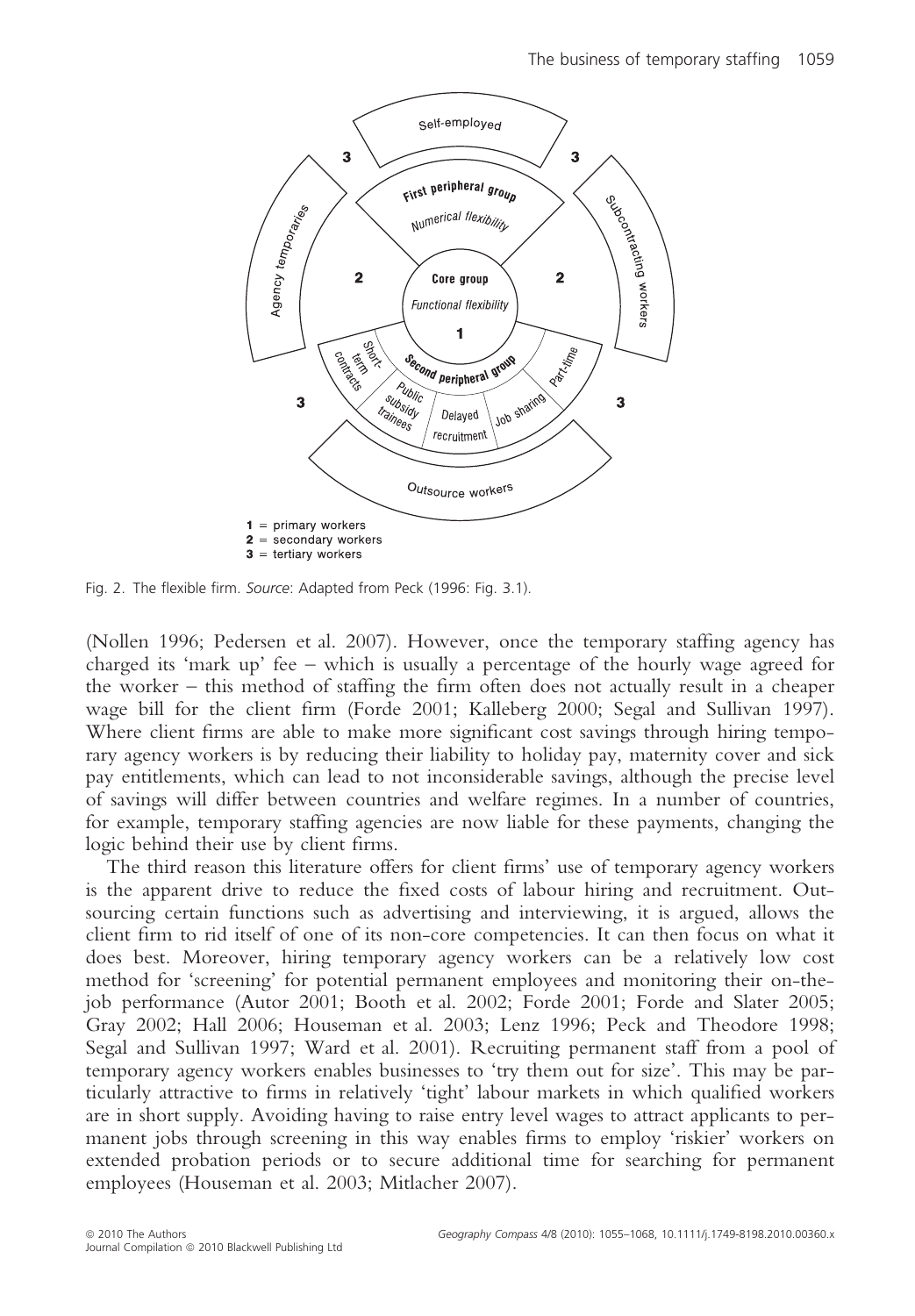Fig. 2. The flexible firm. *Source*: Adapted from Peck (1996: Fig. 3.1).

(Nollen 1996; Pedersen et al. 2007). However, once the temporary staffing agency has charged its 'mark up' fee – which is usually a percentage of the hourly wage agreed for the worker – this method of staffing the firm often does not actually result in a cheaper wage bill for the client firm (Forde 2001; Kalleberg 2000; Segal and Sullivan 1997). Where client firms are able to make more significant cost savings through hiring temporary agency workers is by reducing their liability to holiday pay, maternity cover and sick pay entitlements, which can lead to not inconsiderable savings, although the precise level of savings will differ between countries and welfare regimes. In a number of countries, for example, temporary staffing agencies are now liable for these payments, changing the logic behind their use by client firms.

The third reason this literature offers for client firms' use of temporary agency workers is the apparent drive to reduce the fixed costs of labour hiring and recruitment. Outsourcing certain functions such as advertising and interviewing, it is argued, allows the client firm to rid itself of one of its non-core competencies. It can then focus on what it does best. Moreover, hiring temporary agency workers can be a relatively low cost method for 'screening' for potential permanent employees and monitoring their on-the-job performance (Autor 2001; Booth et al. 2002; Forde 2001; Forde and Slater 2005; Gray 2002; Hall 2006; Houseman et al. 2003; Lenz 1996; Peck and Theodore 1998; Segal and Sullivan 1997; Ward et al. 2001). Recruiting permanent staff from a pool of temporary agency workers enables businesses to 'try them out for size'. This may be particularly attractive to firms in relatively 'tight' labour markets in which qualified workers are in short supply. Avoiding having to raise entry level wages to attract applicants to permanent jobs through screening in this way enables firms to employ 'riskier' workers on extended probation periods or to secure additional time for searching for permanent employees (Houseman et al. 2003; Mitlacher 2007).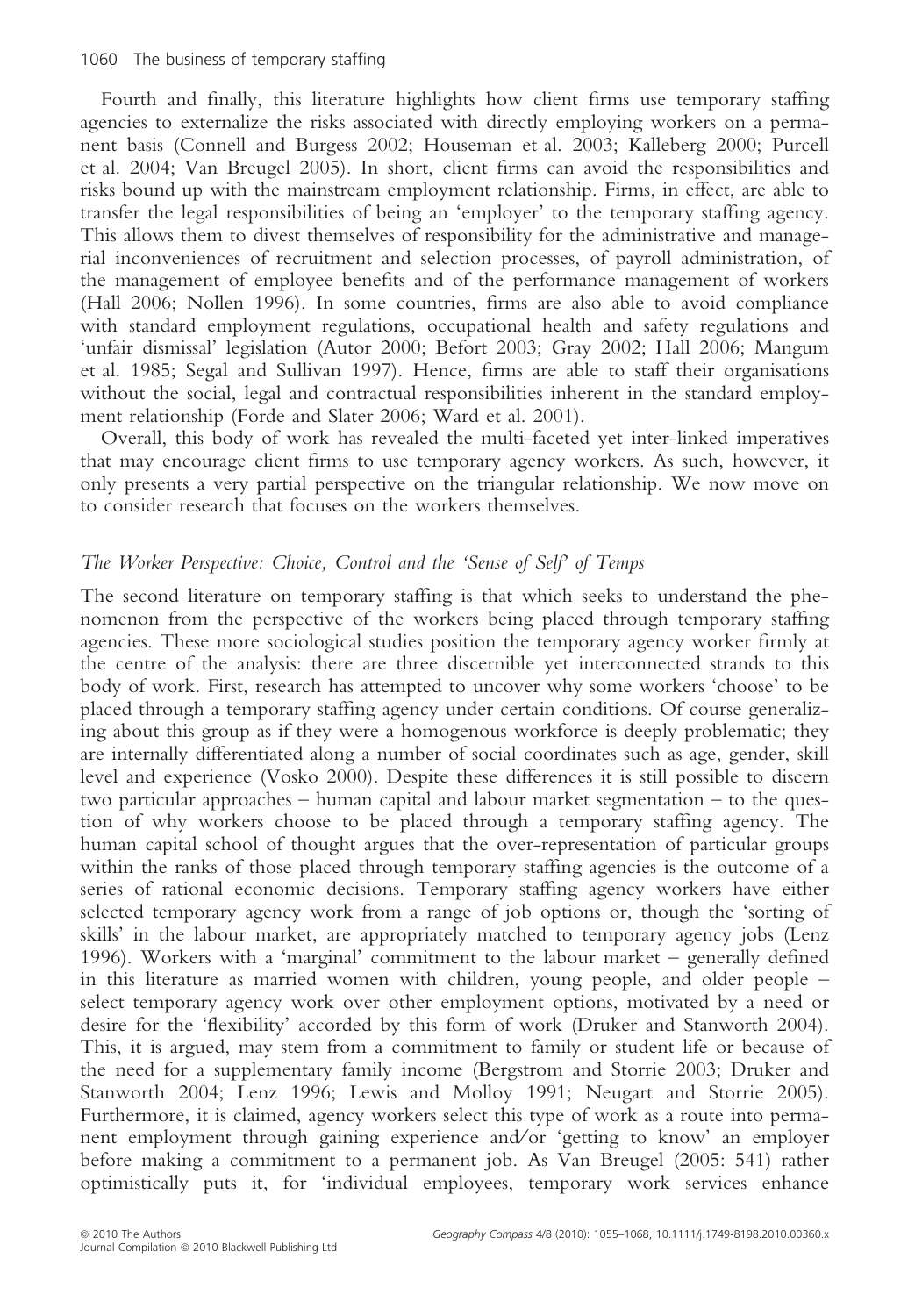Fourth and finally, this literature highlights how client firms use temporary staffing agencies to externalize the risks associated with directly employing workers on a permanent basis (Connell and Burgess 2002; Houseman et al. 2003; Kalleberg 2000; Purcell et al. 2004; Van Breugel 2005). In short, client firms can avoid the responsibilities and risks bound up with the mainstream employment relationship. Firms, in effect, are able to transfer the legal responsibilities of being an 'employer' to the temporary staffing agency. This allows them to divest themselves of responsibility for the administrative and managerial inconveniences of recruitment and selection processes, of payroll administration, of the management of employee benefits and of the performance management of workers (Hall 2006; Nollen 1996). In some countries, firms are also able to avoid compliance with standard employment regulations, occupational health and safety regulations and 'unfair dismissal' legislation (Autor 2000; Befort 2003; Gray 2002; Hall 2006; Mangum et al. 1985; Segal and Sullivan 1997). Hence, firms are able to staff their organisations without the social, legal and contractual responsibilities inherent in the standard employment relationship (Forde and Slater 2006; Ward et al. 2001).

Overall, this body of work has revealed the multi-faceted yet inter-linked imperatives that may encourage client firms to use temporary agency workers. As such, however, it only presents a very partial perspective on the triangular relationship. We now move on to consider research that focuses on the workers themselves.

### *The Worker Perspective: Choice, Control and the 'Sense of Self' of Temps*

The second literature on temporary staffing is that which seeks to understand the phenomenon from the perspective of the workers being placed through temporary staffing agencies. These more sociological studies position the temporary agency worker firmly at the centre of the analysis: there are three discernible yet interconnected strands to this body of work. First, research has attempted to uncover why some workers 'choose' to be placed through a temporary staffing agency under certain conditions. Of course generalizing about this group as if they were a homogenous workforce is deeply problematic; they are internally differentiated along a number of social coordinates such as age, gender, skill level and experience (Vosko 2000). Despite these differences it is still possible to discern two particular approaches – human capital and labour market segmentation – to the question of why workers choose to be placed through a temporary staffing agency. The human capital school of thought argues that the over-representation of particular groups within the ranks of those placed through temporary staffing agencies is the outcome of a series of rational economic decisions. Temporary staffing agency workers have either selected temporary agency work from a range of job options or, though the 'sorting of skills' in the labour market, are appropriately matched to temporary agency jobs (Lenz 1996). Workers with a 'marginal' commitment to the labour market – generally defined in this literature as married women with children, young people, and older people – select temporary agency work over other employment options, motivated by a need or desire for the 'flexibility' accorded by this form of work (Druker and Stanworth 2004). This, it is argued, may stem from a commitment to family or student life or because of the need for a supplementary family income (Bergstrom and Storrie 2003; Druker and Stanworth 2004; Lenz 1996; Lewis and Molloy 1991; Neugart and Storrie 2005). Furthermore, it is claimed, agency workers select this type of work as a route into permanent employment through gaining experience and/or 'getting to know' an employer before making a commitment to a permanent job. As Van Breugel (2005: 541) rather optimistically puts it, for 'individual employees, temporary work services enhance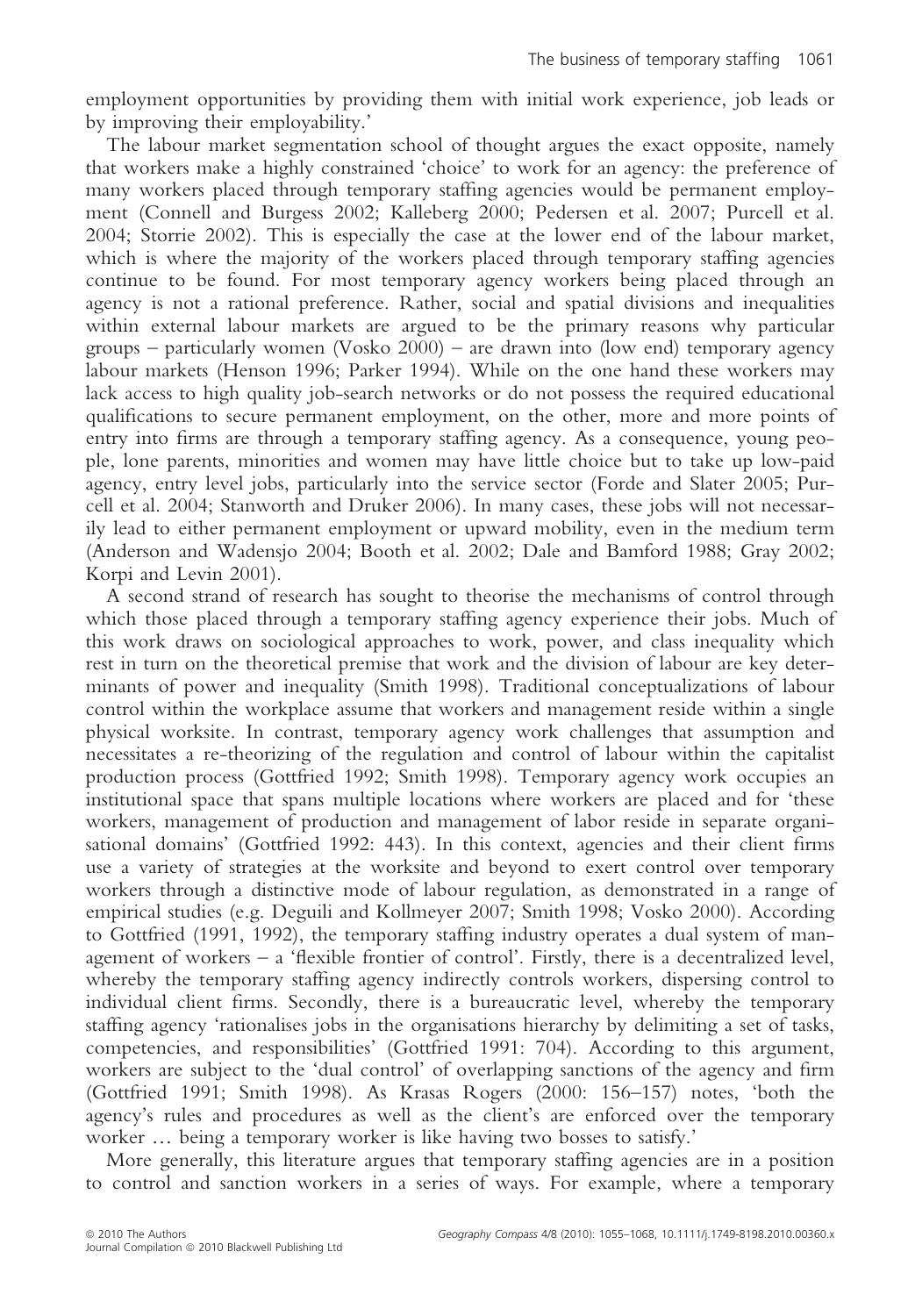employment opportunities by providing them with initial work experience, job leads or by improving their employability.'

The labour market segmentation school of thought argues the exact opposite, namely that workers make a highly constrained 'choice' to work for an agency: the preference of many workers placed through temporary staffing agencies would be permanent employment (Connell and Burgess 2002; Kalleberg 2000; Pedersen et al. 2007; Purcell et al. 2004; Storrie 2002). This is especially the case at the lower end of the labour market, which is where the majority of the workers placed through temporary staffing agencies continue to be found. For most temporary agency workers being placed through an agency is not a rational preference. Rather, social and spatial divisions and inequalities within external labour markets are argued to be the primary reasons why particular groups – particularly women (Vosko 2000) – are drawn into (low end) temporary agency labour markets (Henson 1996; Parker 1994). While on the one hand these workers may lack access to high quality job-search networks or do not possess the required educational qualifications to secure permanent employment, on the other, more and more points of entry into firms are through a temporary staffing agency. As a consequence, young people, lone parents, minorities and women may have little choice but to take up low-paid agency, entry level jobs, particularly into the service sector (Forde and Slater 2005; Purcell et al. 2004; Stanworth and Druker 2006). In many cases, these jobs will not necessarily lead to either permanent employment or upward mobility, even in the medium term (Anderson and Wadensjo 2004; Booth et al. 2002; Dale and Bamford 1988; Gray 2002; Korpi and Levin 2001).

A second strand of research has sought to theorise the mechanisms of control through which those placed through a temporary staffing agency experience their jobs. Much of this work draws on sociological approaches to work, power, and class inequality which rest in turn on the theoretical premise that work and the division of labour are key determinants of power and inequality (Smith 1998). Traditional conceptualizations of labour control within the workplace assume that workers and management reside within a single physical worksite. In contrast, temporary agency work challenges that assumption and necessitates a re-theorizing of the regulation and control of labour within the capitalist production process (Gottfried 1992; Smith 1998). Temporary agency work occupies an institutional space that spans multiple locations where workers are placed and for 'these workers, management of production and management of labor reside in separate organisational domains' (Gottfried 1992: 443). In this context, agencies and their client firms use a variety of strategies at the worksite and beyond to exert control over temporary workers through a distinctive mode of labour regulation, as demonstrated in a range of empirical studies (e.g. Deguili and Kollmeyer 2007; Smith 1998; Vosko 2000). According to Gottfried (1991, 1992), the temporary staffing industry operates a dual system of management of workers – a 'flexible frontier of control'. Firstly, there is a decentralized level, whereby the temporary staffing agency indirectly controls workers, dispersing control to individual client firms. Secondly, there is a bureaucratic level, whereby the temporary staffing agency 'rationalises jobs in the organisations hierarchy by delimiting a set of tasks, competencies, and responsibilities' (Gottfried 1991: 704). According to this argument, workers are subject to the 'dual control' of overlapping sanctions of the agency and firm (Gottfried 1991; Smith 1998). As Krasas Rogers (2000: 156–157) notes, 'both the agency's rules and procedures as well as the client's are enforced over the temporary worker … being a temporary worker is like having two bosses to satisfy.'

More generally, this literature argues that temporary staffing agencies are in a position to control and sanction workers in a series of ways. For example, where a temporary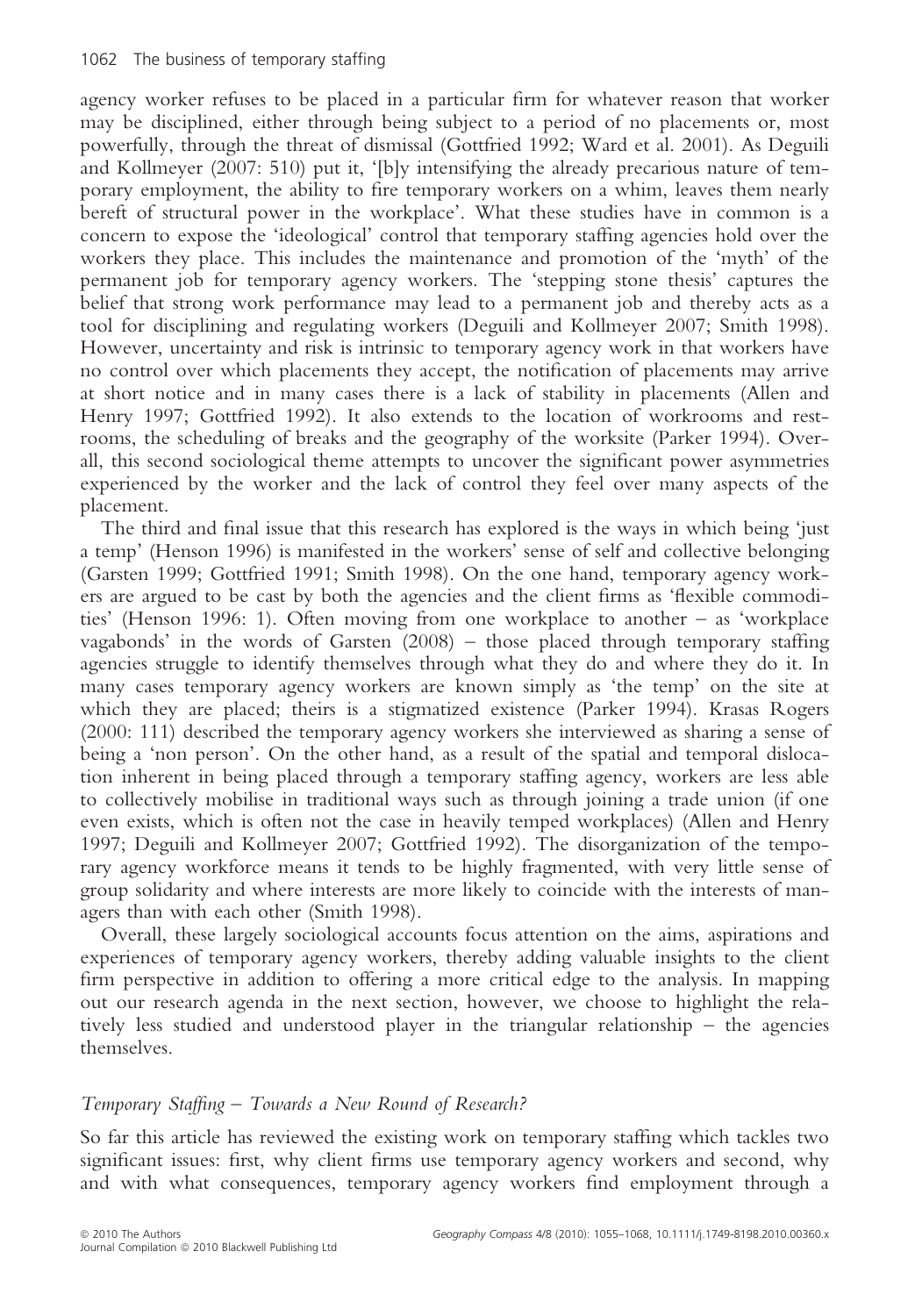agency worker refuses to be placed in a particular firm for whatever reason that worker may be disciplined, either through being subject to a period of no placements or, most powerfully, through the threat of dismissal (Gottfried 1992; Ward et al. 2001). As Deguili and Kollmeyer (2007: 510) put it, '[b]y intensifying the already precarious nature of temporary employment, the ability to fire temporary workers on a whim, leaves them nearly bereft of structural power in the workplace'. What these studies have in common is a concern to expose the 'ideological' control that temporary staffing agencies hold over the workers they place. This includes the maintenance and promotion of the 'myth' of the permanent job for temporary agency workers. The 'stepping stone thesis' captures the belief that strong work performance may lead to a permanent job and thereby acts as a tool for disciplining and regulating workers (Deguili and Kollmeyer 2007; Smith 1998). However, uncertainty and risk is intrinsic to temporary agency work in that workers have no control over which placements they accept, the notification of placements may arrive at short notice and in many cases there is a lack of stability in placements (Allen and Henry 1997; Gottfried 1992). It also extends to the location of workrooms and restrooms, the scheduling of breaks and the geography of the worksite (Parker 1994). Overall, this second sociological theme attempts to uncover the significant power asymmetries experienced by the worker and the lack of control they feel over many aspects of the placement.

The third and final issue that this research has explored is the ways in which being 'just a temp' (Henson 1996) is manifested in the workers' sense of self and collective belonging (Garsten 1999; Gottfried 1991; Smith 1998). On the one hand, temporary agency workers are argued to be cast by both the agencies and the client firms as 'flexible commodities' (Henson 1996: 1). Often moving from one workplace to another – as 'workplace vagabonds' in the words of Garsten (2008) – those placed through temporary staffing agencies struggle to identify themselves through what they do and where they do it. In many cases temporary agency workers are known simply as 'the temp' on the site at which they are placed; theirs is a stigmatized existence (Parker 1994). Krasas Rogers (2000: 111) described the temporary agency workers she interviewed as sharing a sense of being a 'non person'. On the other hand, as a result of the spatial and temporal dislocation inherent in being placed through a temporary staffing agency, workers are less able to collectively mobilise in traditional ways such as through joining a trade union (if one even exists, which is often not the case in heavily temped workplaces) (Allen and Henry 1997; Deguili and Kollmeyer 2007; Gottfried 1992). The disorganization of the temporary agency workforce means it tends to be highly fragmented, with very little sense of group solidarity and where interests are more likely to coincide with the interests of managers than with each other (Smith 1998).

Overall, these largely sociological accounts focus attention on the aims, aspirations and experiences of temporary agency workers, thereby adding valuable insights to the client firm perspective in addition to offering a more critical edge to the analysis. In mapping out our research agenda in the next section, however, we choose to highlight the relatively less studied and understood player in the triangular relationship – the agencies themselves.

### *Temporary Staffing – Towards a New Round of Research?*

So far this article has reviewed the existing work on temporary staffing which tackles two significant issues: first, why client firms use temporary agency workers and second, why and with what consequences, temporary agency workers find employment through a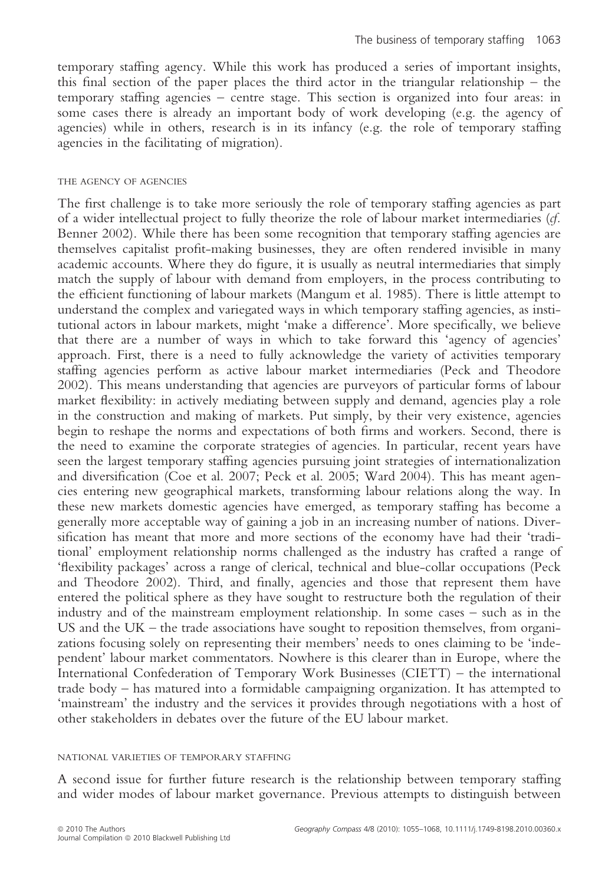temporary staffing agency. While this work has produced a series of important insights, this final section of the paper places the third actor in the triangular relationship – the temporary staffing agencies – centre stage. This section is organized into four areas: in some cases there is already an important body of work developing (e.g. the agency of agencies) while in others, research is in its infancy (e.g. the role of temporary staffing agencies in the facilitating of migration).

### THE AGENCY OF AGENCIES

The first challenge is to take more seriously the role of temporary staffing agencies as part of a wider intellectual project to fully theorize the role of labour market intermediaries (*cf.* Benner 2002). While there has been some recognition that temporary staffing agencies are themselves capitalist profit-making businesses, they are often rendered invisible in many academic accounts. Where they do figure, it is usually as neutral intermediaries that simply match the supply of labour with demand from employers, in the process contributing to the efficient functioning of labour markets (Mangum et al. 1985). There is little attempt to understand the complex and variegated ways in which temporary staffing agencies, as institutional actors in labour markets, might 'make a difference'. More specifically, we believe that there are a number of ways in which to take forward this 'agency of agencies' approach. First, there is a need to fully acknowledge the variety of activities temporary staffing agencies perform as active labour market intermediaries (Peck and Theodore 2002). This means understanding that agencies are purveyors of particular forms of labour market flexibility: in actively mediating between supply and demand, agencies play a role in the construction and making of markets. Put simply, by their very existence, agencies begin to reshape the norms and expectations of both firms and workers. Second, there is the need to examine the corporate strategies of agencies. In particular, recent years have seen the largest temporary staffing agencies pursuing joint strategies of internationalization and diversification (Coe et al. 2007; Peck et al. 2005; Ward 2004). This has meant agencies entering new geographical markets, transforming labour relations along the way. In these new markets domestic agencies have emerged, as temporary staffing has become a generally more acceptable way of gaining a job in an increasing number of nations. Diversification has meant that more and more sections of the economy have had their 'traditional' employment relationship norms challenged as the industry has crafted a range of 'flexibility packages' across a range of clerical, technical and blue-collar occupations (Peck and Theodore 2002). Third, and finally, agencies and those that represent them have entered the political sphere as they have sought to restructure both the regulation of their industry and of the mainstream employment relationship. In some cases – such as in the US and the UK – the trade associations have sought to reposition themselves, from organizations focusing solely on representing their members' needs to ones claiming to be 'independent' labour market commentators. Nowhere is this clearer than in Europe, where the International Confederation of Temporary Work Businesses (CIETT) – the international trade body – has matured into a formidable campaigning organization. It has attempted to 'mainstream' the industry and the services it provides through negotiations with a host of other stakeholders in debates over the future of the EU labour market.

### NATIONAL VARIETIES OF TEMPORARY STAFFING

A second issue for further future research is the relationship between temporary staffing and wider modes of labour market governance. Previous attempts to distinguish between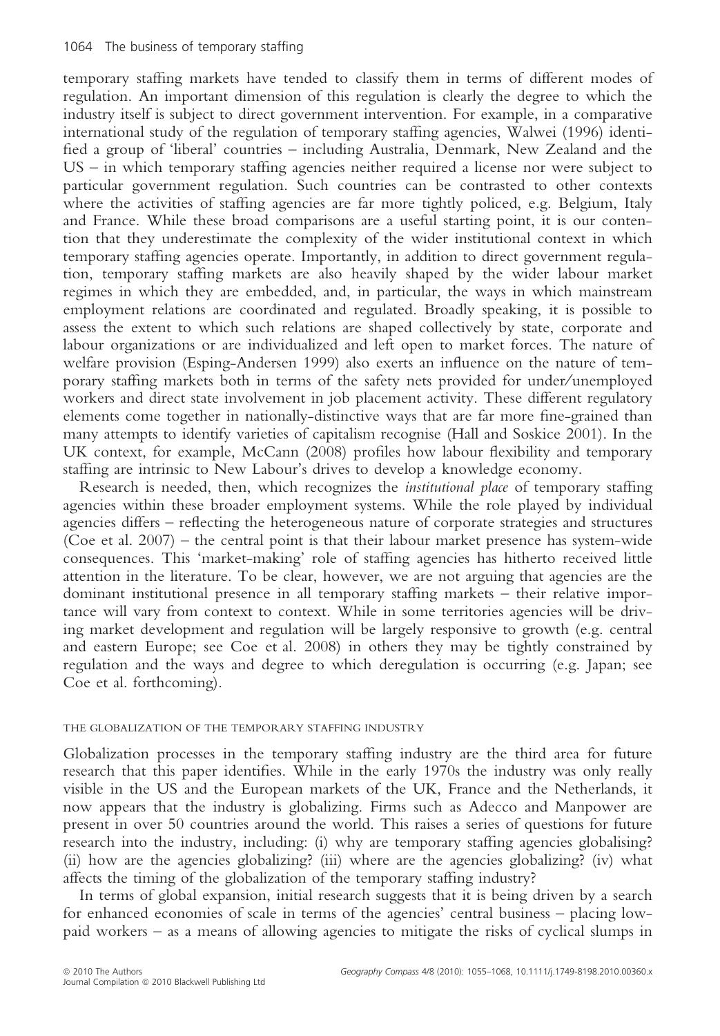temporary staffing markets have tended to classify them in terms of different modes of regulation. An important dimension of this regulation is clearly the degree to which the industry itself is subject to direct government intervention. For example, in a comparative international study of the regulation of temporary staffing agencies, Walwei (1996) identified a group of 'liberal' countries – including Australia, Denmark, New Zealand and the US – in which temporary staffing agencies neither required a license nor were subject to particular government regulation. Such countries can be contrasted to other contexts where the activities of staffing agencies are far more tightly policed, e.g. Belgium, Italy and France. While these broad comparisons are a useful starting point, it is our contention that they underestimate the complexity of the wider institutional context in which temporary staffing agencies operate. Importantly, in addition to direct government regulation, temporary staffing markets are also heavily shaped by the wider labour market regimes in which they are embedded, and, in particular, the ways in which mainstream employment relations are coordinated and regulated. Broadly speaking, it is possible to assess the extent to which such relations are shaped collectively by state, corporate and labour organizations or are individualized and left open to market forces. The nature of welfare provision (Esping-Andersen 1999) also exerts an influence on the nature of temporary staffing markets both in terms of the safety nets provided for under/unemployed workers and direct state involvement in job placement activity. These different regulatory elements come together in nationally-distinctive ways that are far more fine-grained than many attempts to identify varieties of capitalism recognise (Hall and Soskice 2001). In the UK context, for example, McCann (2008) profiles how labour flexibility and temporary staffing are intrinsic to New Labour's drives to develop a knowledge economy.

Research is needed, then, which recognizes the *institutional place* of temporary staffing agencies within these broader employment systems. While the role played by individual agencies differs – reflecting the heterogeneous nature of corporate strategies and structures (Coe et al. 2007) – the central point is that their labour market presence has system-wide consequences. This 'market-making' role of staffing agencies has hitherto received little attention in the literature. To be clear, however, we are not arguing that agencies are the dominant institutional presence in all temporary staffing markets – their relative importance will vary from context to context. While in some territories agencies will be driving market development and regulation will be largely responsive to growth (e.g. central and eastern Europe; see Coe et al. 2008) in others they may be tightly constrained by regulation and the ways and degree to which deregulation is occurring (e.g. Japan; see Coe et al. forthcoming).

### THE GLOBALIZATION OF THE TEMPORARY STAFFING INDUSTRY

Globalization processes in the temporary staffing industry are the third area for future research that this paper identifies. While in the early 1970s the industry was only really visible in the US and the European markets of the UK, France and the Netherlands, it now appears that the industry is globalizing. Firms such as Adecco and Manpower are present in over 50 countries around the world. This raises a series of questions for future research into the industry, including: (i) why are temporary staffing agencies globalising? (ii) how are the agencies globalizing? (iii) where are the agencies globalizing? (iv) what affects the timing of the globalization of the temporary staffing industry?

In terms of global expansion, initial research suggests that it is being driven by a search for enhanced economies of scale in terms of the agencies' central business – placing low-paid workers – as a means of allowing agencies to mitigate the risks of cyclical slumps in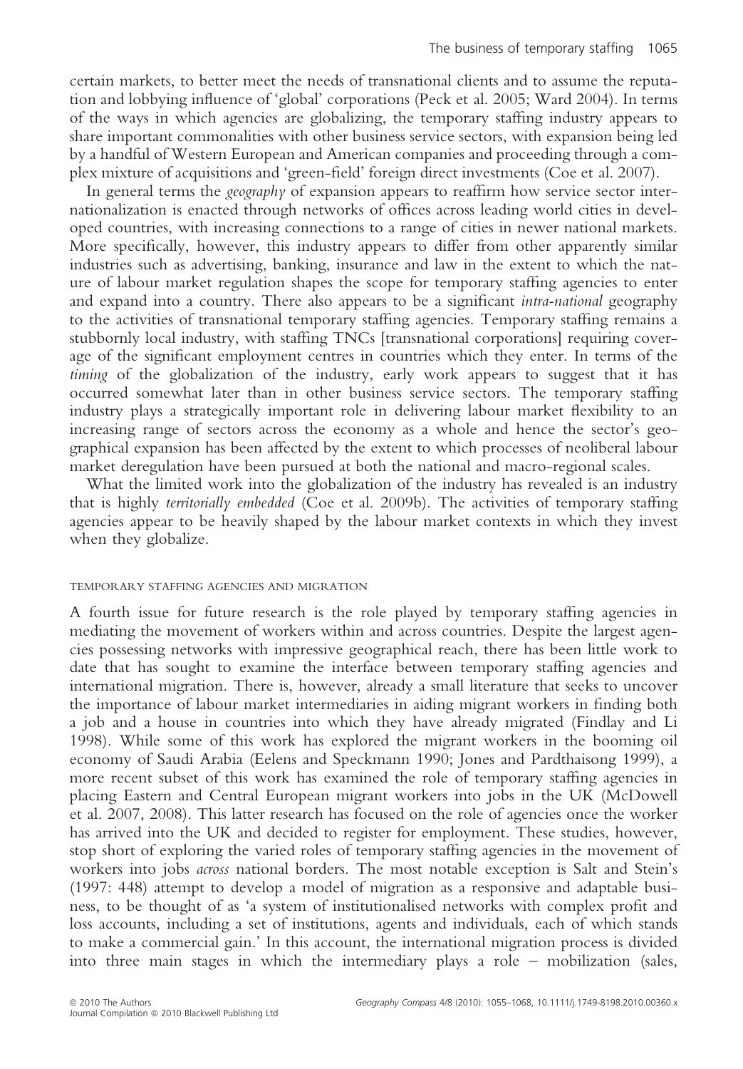certain markets, to better meet the needs of transnational clients and to assume the reputation and lobbying influence of 'global' corporations (Peck et al. 2005; Ward 2004). In terms of the ways in which agencies are globalizing, the temporary staffing industry appears to share important commonalities with other business service sectors, with expansion being led by a handful of Western European and American companies and proceeding through a complex mixture of acquisitions and 'green-field' foreign direct investments (Coe et al. 2007).

In general terms the *geography* of expansion appears to reaffirm how service sector internationalization is enacted through networks of offices across leading world cities in developed countries, with increasing connections to a range of cities in newer national markets. More specifically, however, this industry appears to differ from other apparently similar industries such as advertising, banking, insurance and law in the extent to which the nature of labour market regulation shapes the scope for temporary staffing agencies to enter and expand into a country. There also appears to be a significant *intra-national* geography to the activities of transnational temporary staffing agencies. Temporary staffing remains a stubbornly local industry, with staffing TNCs [transnational corporations] requiring coverage of the significant employment centres in countries which they enter. In terms of the *timing* of the globalization of the industry, early work appears to suggest that it has occurred somewhat later than in other business service sectors. The temporary staffing industry plays a strategically important role in delivering labour market flexibility to an increasing range of sectors across the economy as a whole and hence the sector's geographical expansion has been affected by the extent to which processes of neoliberal labour market deregulation have been pursued at both the national and macro-regional scales.

What the limited work into the globalization of the industry has revealed is an industry that is highly *territorially embedded* (Coe et al. 2009b). The activities of temporary staffing agencies appear to be heavily shaped by the labour market contexts in which they invest when they globalize.

### TEMPORARY STAFFING AGENCIES AND MIGRATION

A fourth issue for future research is the role played by temporary staffing agencies in mediating the movement of workers within and across countries. Despite the largest agencies possessing networks with impressive geographical reach, there has been little work to date that has sought to examine the interface between temporary staffing agencies and international migration. There is, however, already a small literature that seeks to uncover the importance of labour market intermediaries in aiding migrant workers in finding both a job and a house in countries into which they have already migrated (Findlay and Li 1998). While some of this work has explored the migrant workers in the booming oil economy of Saudi Arabia (Eelens and Speckmann 1990; Jones and Pardthaisong 1999), a more recent subset of this work has examined the role of temporary staffing agencies in placing Eastern and Central European migrant workers into jobs in the UK (McDowell et al. 2007, 2008). This latter research has focused on the role of agencies once the worker has arrived into the UK and decided to register for employment. These studies, however, stop short of exploring the varied roles of temporary staffing agencies in the movement of workers into jobs *across* national borders. The most notable exception is Salt and Stein's (1997: 448) attempt to develop a model of migration as a responsive and adaptable business, to be thought of as 'a system of institutionalised networks with complex profit and loss accounts, including a set of institutions, agents and individuals, each of which stands to make a commercial gain.' In this account, the international migration process is divided into three main stages in which the intermediary plays a role – mobilization (sales,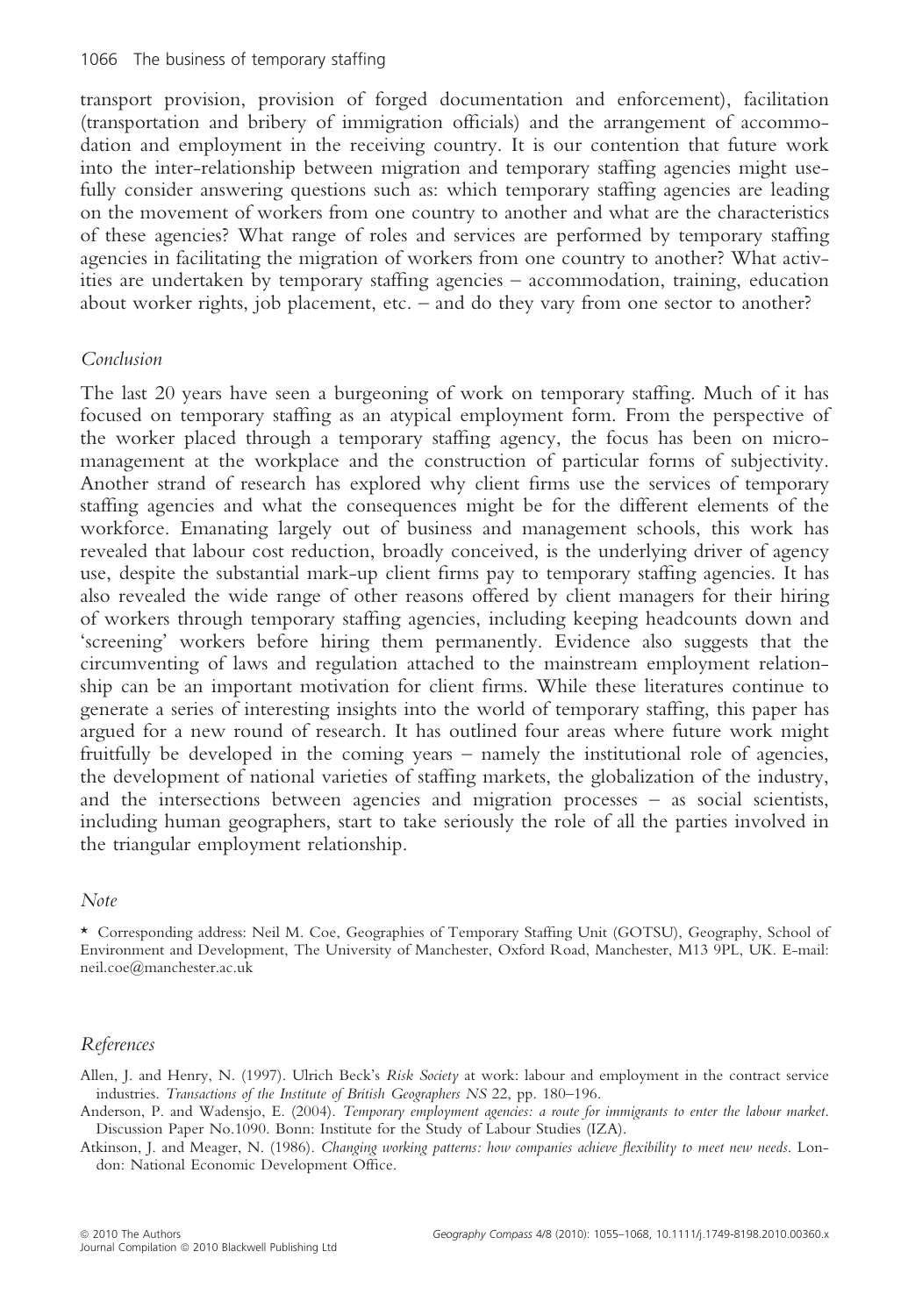transport provision, provision of forged documentation and enforcement), facilitation (transportation and bribery of immigration officials) and the arrangement of accommodation and employment in the receiving country. It is our contention that future work into the inter-relationship between migration and temporary staffing agencies might usefully consider answering questions such as: which temporary staffing agencies are leading on the movement of workers from one country to another and what are the characteristics of these agencies? What range of roles and services are performed by temporary staffing agencies in facilitating the migration of workers from one country to another? What activities are undertaken by temporary staffing agencies – accommodation, training, education about worker rights, job placement, etc. – and do they vary from one sector to another?

## *Conclusion*

The last 20 years have seen a burgeoning of work on temporary staffing. Much of it has focused on temporary staffing as an atypical employment form. From the perspective of the worker placed through a temporary staffing agency, the focus has been on micro-management at the workplace and the construction of particular forms of subjectivity. Another strand of research has explored why client firms use the services of temporary staffing agencies and what the consequences might be for the different elements of the workforce. Emanating largely out of business and management schools, this work has revealed that labour cost reduction, broadly conceived, is the underlying driver of agency use, despite the substantial mark-up client firms pay to temporary staffing agencies. It has also revealed the wide range of other reasons offered by client managers for their hiring of workers through temporary staffing agencies, including keeping headcounts down and 'screening' workers before hiring them permanently. Evidence also suggests that the circumventing of laws and regulation attached to the mainstream employment relationship can be an important motivation for client firms. While these literatures continue to generate a series of interesting insights into the world of temporary staffing, this paper has argued for a new round of research. It has outlined four areas where future work might fruitfully be developed in the coming years – namely the institutional role of agencies, the development of national varieties of staffing markets, the globalization of the industry, and the intersections between agencies and migration processes – as social scientists, including human geographers, start to take seriously the role of all the parties involved in the triangular employment relationship.

## *Note*

\* Corresponding address: Neil M. Coe, Geographies of Temporary Staffing Unit (GOTSU), Geography, School of Environment and Development, The University of Manchester, Oxford Road, Manchester, M13 9PL, UK. E-mail: neil.coe@manchester.ac.uk

## *References*

Allen, J. and Henry, N. (1997). Ulrich Beck's *Risk Society* at work: labour and employment in the contract service industries. *Transactions of the Institute of British Geographers NS* 22, pp. 180–196.

Anderson, P. and Wadensjo, E. (2004). *Temporary employment agencies: a route for immigrants to enter the labour market*. Discussion Paper No.1090. Bonn: Institute for the Study of Labour Studies (IZA).

Atkinson, J. and Meager, N. (1986). *Changing working patterns: how companies achieve flexibility to meet new needs*. London: National Economic Development Office.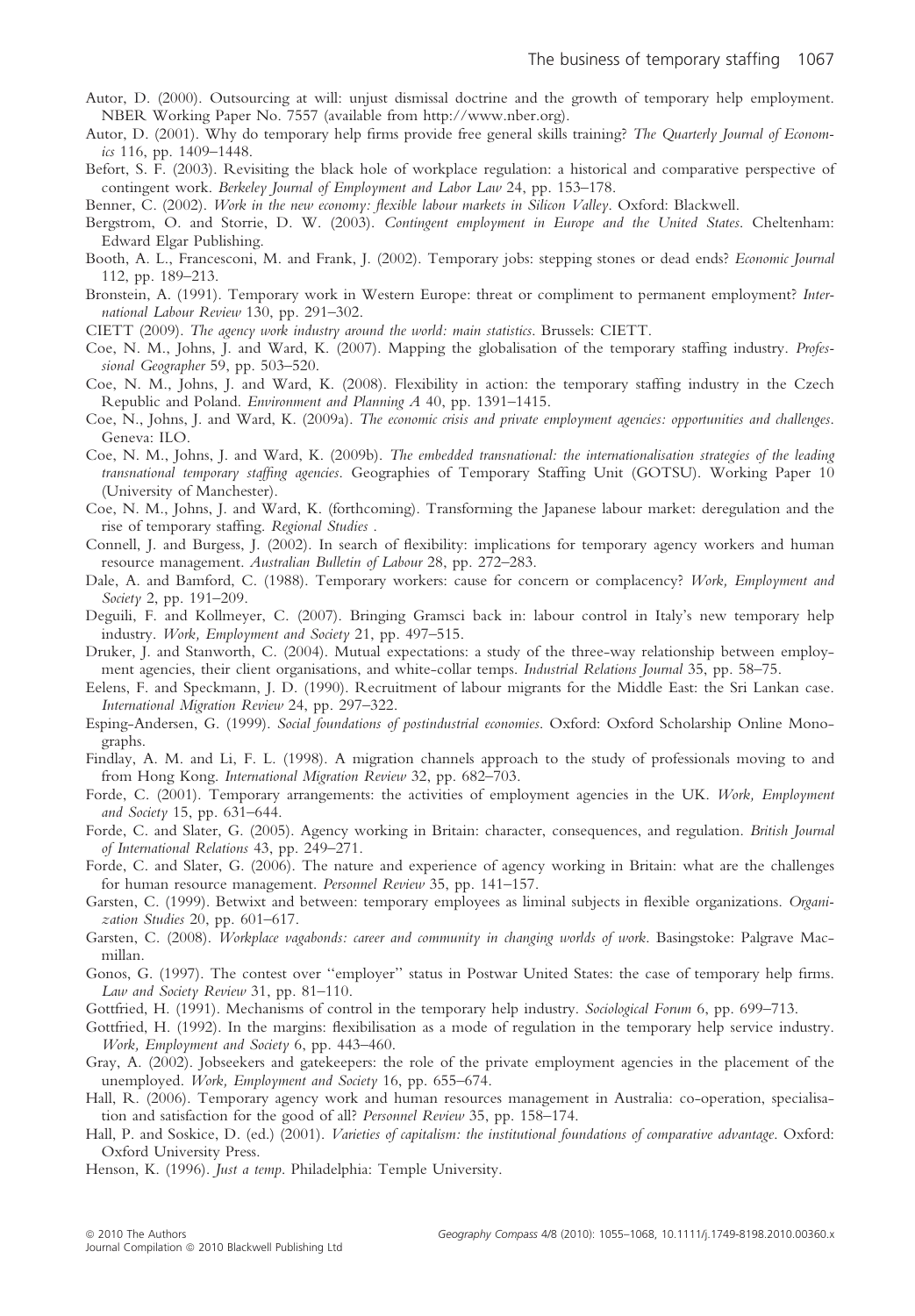Autor, D. (2000). Outsourcing at will: unjust dismissal doctrine and the growth of temporary help employment. NBER Working Paper No. 7557 (available from http://www.nber.org).

Autor, D. (2001). Why do temporary help firms provide free general skills training? *The Quarterly Journal of Economics* 116, pp. 1409–1448.

Befort, S. F. (2003). Revisiting the black hole of workplace regulation: a historical and comparative perspective of contingent work. *Berkeley Journal of Employment and Labor Law* 24, pp. 153–178.

Benner, C. (2002). *Work in the new economy: flexible labour markets in Silicon Valley*. Oxford: Blackwell.

Bergstrom, O. and Storrie, D. W. (2003). *Contingent employment in Europe and the United States*. Cheltenham: Edward Elgar Publishing.

Booth, A. L., Francesconi, M. and Frank, J. (2002). Temporary jobs: stepping stones or dead ends? *Economic Journal* 112, pp. 189–213.

Bronstein, A. (1991). Temporary work in Western Europe: threat or compliment to permanent employment? *International Labour Review* 130, pp. 291–302.

CIETT (2009). *The agency work industry around the world: main statistics*. Brussels: CIETT.

Coe, N. M., Johns, J. and Ward, K. (2007). Mapping the globalisation of the temporary staffing industry. *Professional Geographer* 59, pp. 503–520.

Coe, N. M., Johns, J. and Ward, K. (2008). Flexibility in action: the temporary staffing industry in the Czech Republic and Poland. *Environment and Planning A* 40, pp. 1391–1415.

Coe, N., Johns, J. and Ward, K. (2009a). *The economic crisis and private employment agencies: opportunities and challenges*. Geneva: ILO.

Coe, N. M., Johns, J. and Ward, K. (2009b). *The embedded transnational: the internationalisation strategies of the leading transnational temporary staffing agencies*. Geographies of Temporary Staffing Unit (GOTSU). Working Paper 10 (University of Manchester).

Coe, N. M., Johns, J. and Ward, K. (forthcoming). Transforming the Japanese labour market: deregulation and the rise of temporary staffing. *Regional Studies* .

Connell, J. and Burgess, J. (2002). In search of flexibility: implications for temporary agency workers and human resource management. *Australian Bulletin of Labour* 28, pp. 272–283.

Dale, A. and Bamford, C. (1988). Temporary workers: cause for concern or complacency? *Work, Employment and Society* 2, pp. 191–209.

Deguili, F. and Kollmeyer, C. (2007). Bringing Gramsci back in: labour control in Italy's new temporary help industry. *Work, Employment and Society* 21, pp. 497–515.

Druker, J. and Stanworth, C. (2004). Mutual expectations: a study of the three-way relationship between employment agencies, their client organisations, and white-collar temps. *Industrial Relations Journal* 35, pp. 58–75.

Eelens, F. and Speckmann, J. D. (1990). Recruitment of labour migrants for the Middle East: the Sri Lankan case. *International Migration Review* 24, pp. 297–322.

Esping-Andersen, G. (1999). *Social foundations of postindustrial economies*. Oxford: Oxford Scholarship Online Monographs.

Findlay, A. M. and Li, F. L. (1998). A migration channels approach to the study of professionals moving to and from Hong Kong. *International Migration Review* 32, pp. 682–703.

Forde, C. (2001). Temporary arrangements: the activities of employment agencies in the UK. *Work, Employment and Society* 15, pp. 631–644.

Forde, C. and Slater, G. (2005). Agency working in Britain: character, consequences, and regulation. *British Journal of International Relations* 43, pp. 249–271.

Forde, C. and Slater, G. (2006). The nature and experience of agency working in Britain: what are the challenges for human resource management. *Personnel Review* 35, pp. 141–157.

Garsten, C. (1999). Betwixt and between: temporary employees as liminal subjects in flexible organizations. *Organization Studies* 20, pp. 601–617.

Garsten, C. (2008). *Workplace vagabonds: career and community in changing worlds of work*. Basingstoke: Palgrave Macmillan.

Gonos, G. (1997). The contest over ''employer'' status in Postwar United States: the case of temporary help firms. *Law and Society Review* 31, pp. 81–110.

Gottfried, H. (1991). Mechanisms of control in the temporary help industry. *Sociological Forum* 6, pp. 699–713.

Gottfried, H. (1992). In the margins: flexibilisation as a mode of regulation in the temporary help service industry. *Work, Employment and Society* 6, pp. 443–460.

Gray, A. (2002). Jobseekers and gatekeepers: the role of the private employment agencies in the placement of the unemployed. *Work, Employment and Society* 16, pp. 655–674.

Hall, R. (2006). Temporary agency work and human resources management in Australia: co-operation, specialisation and satisfaction for the good of all? *Personnel Review* 35, pp. 158–174.

Hall, P. and Soskice, D. (ed.) (2001). *Varieties of capitalism: the institutional foundations of comparative advantage*. Oxford: Oxford University Press.

Henson, K. (1996). *Just a temp*. Philadelphia: Temple University.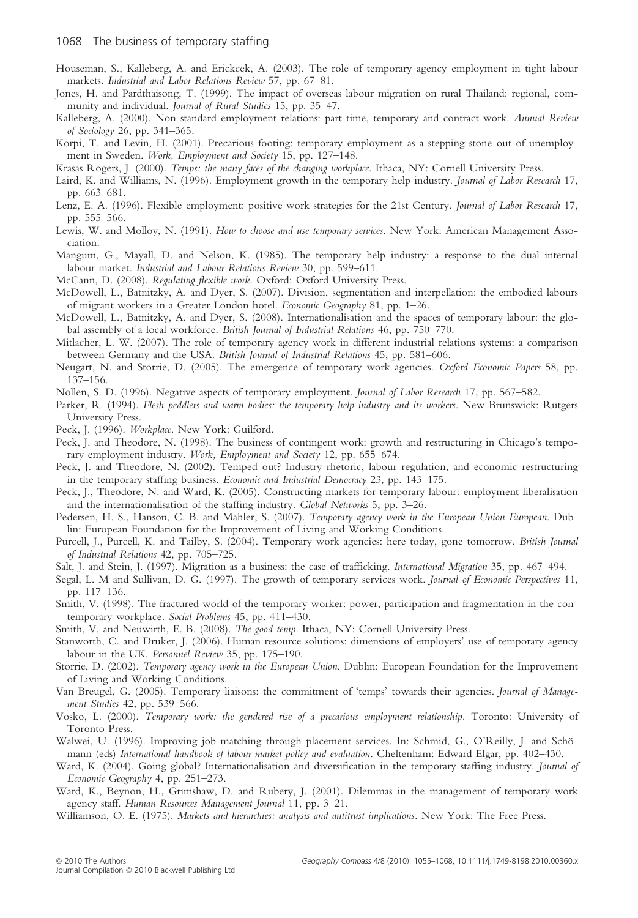Houseman, S., Kalleberg, A. and Erickcek, A. (2003). The role of temporary agency employment in tight labour markets. *Industrial and Labor Relations Review* 57, pp. 67–81.

Jones, H. and Pardthaisong, T. (1999). The impact of overseas labour migration on rural Thailand: regional, community and individual. *Journal of Rural Studies* 15, pp. 35–47.

Kalleberg, A. (2000). Non-standard employment relations: part-time, temporary and contract work. *Annual Review of Sociology* 26, pp. 341–365.

Korpi, T. and Levin, H. (2001). Precarious footing: temporary employment as a stepping stone out of unemployment in Sweden. *Work, Employment and Society* 15, pp. 127–148.

Krasas Rogers, J. (2000). *Temps: the many faces of the changing workplace*. Ithaca, NY: Cornell University Press.

Laird, K. and Williams, N. (1996). Employment growth in the temporary help industry. *Journal of Labor Research* 17, pp. 663–681.

Lenz, E. A. (1996). Flexible employment: positive work strategies for the 21st Century. *Journal of Labor Research* 17, pp. 555–566.

Lewis, W. and Molloy, N. (1991). *How to choose and use temporary services*. New York: American Management Association.

Mangum, G., Mayall, D. and Nelson, K. (1985). The temporary help industry: a response to the dual internal labour market. *Industrial and Labour Relations Review* 30, pp. 599–611.

McCann, D. (2008). *Regulating flexible work*. Oxford: Oxford University Press.

McDowell, L., Batnitzky, A. and Dyer, S. (2007). Division, segmentation and interpellation: the embodied labours of migrant workers in a Greater London hotel. *Economic Geography* 81, pp. 1–26.

McDowell, L., Batnitzky, A. and Dyer, S. (2008). Internationalisation and the spaces of temporary labour: the global assembly of a local workforce. *British Journal of Industrial Relations* 46, pp. 750–770.

Mitlacher, L. W. (2007). The role of temporary agency work in different industrial relations systems: a comparison between Germany and the USA. *British Journal of Industrial Relations* 45, pp. 581–606.

Neugart, N. and Storrie, D. (2005). The emergence of temporary work agencies. *Oxford Economic Papers* 58, pp. 137–156.

Nollen, S. D. (1996). Negative aspects of temporary employment. *Journal of Labor Research* 17, pp. 567–582.

Parker, R. (1994). *Flesh peddlers and warm bodies: the temporary help industry and its workers*. New Brunswick: Rutgers University Press.

Peck, J. (1996). *Workplace*. New York: Guilford.

Peck, J. and Theodore, N. (1998). The business of contingent work: growth and restructuring in Chicago's temporary employment industry. *Work, Employment and Society* 12, pp. 655–674.

Peck, J. and Theodore, N. (2002). Temped out? Industry rhetoric, labour regulation, and economic restructuring in the temporary staffing business. *Economic and Industrial Democracy* 23, pp. 143–175.

Peck, J., Theodore, N. and Ward, K. (2005). Constructing markets for temporary labour: employment liberalisation and the internationalisation of the staffing industry. *Global Networks* 5, pp. 3–26.

Pedersen, H. S., Hanson, C. B. and Mahler, S. (2007). *Temporary agency work in the European Union European*. Dublin: European Foundation for the Improvement of Living and Working Conditions.

Purcell, J., Purcell, K. and Tailby, S. (2004). Temporary work agencies: here today, gone tomorrow. *British Journal of Industrial Relations* 42, pp. 705–725.

Salt, J. and Stein, J. (1997). Migration as a business: the case of trafficking. *International Migration* 35, pp. 467–494.

Segal, L. M and Sullivan, D. G. (1997). The growth of temporary services work. *Journal of Economic Perspectives* 11, pp. 117–136.

Smith, V. (1998). The fractured world of the temporary worker: power, participation and fragmentation in the contemporary workplace. *Social Problems* 45, pp. 411–430.

Smith, V. and Neuwirth, E. B. (2008). *The good temp*. Ithaca, NY: Cornell University Press.

Stanworth, C. and Druker, J. (2006). Human resource solutions: dimensions of employers' use of temporary agency labour in the UK. *Personnel Review* 35, pp. 175–190.

Storrie, D. (2002). *Temporary agency work in the European Union*. Dublin: European Foundation for the Improvement of Living and Working Conditions.

Van Breugel, G. (2005). Temporary liaisons: the commitment of 'temps' towards their agencies. *Journal of Management Studies* 42, pp. 539–566.

Vosko, L. (2000). *Temporary work: the gendered rise of a precarious employment relationship*. Toronto: University of Toronto Press.

Walwei, U. (1996). Improving job-matching through placement services. In: Schmid, G., O'Reilly, J. and Schömann (eds) *International handbook of labour market policy and evaluation*. Cheltenham: Edward Elgar, pp. 402–430.

Ward, K. (2004). Going global? Internationalisation and diversification in the temporary staffing industry. *Journal of Economic Geography* 4, pp. 251–273.

Ward, K., Beynon, H., Grimshaw, D. and Rubery, J. (2001). Dilemmas in the management of temporary work agency staff. *Human Resources Management Journal* 11, pp. 3–21.

Williamson, O. E. (1975). *Markets and hierarchies: analysis and antitrust implications*. New York: The Free Press.